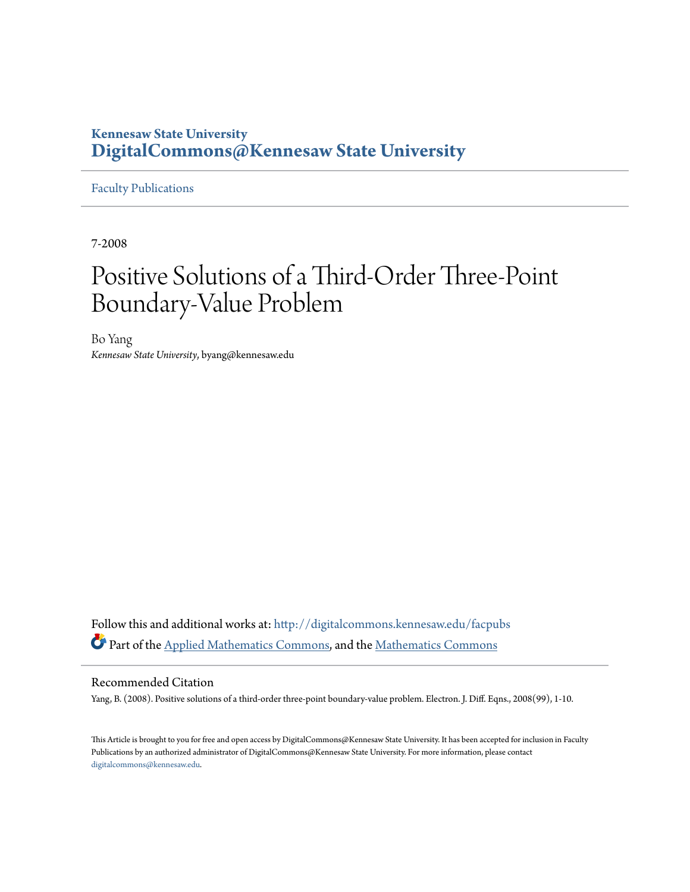Kennesaw State University
**DigitalCommons@Kennesaw State University**

Faculty Publications

7-2008

# Positive Solutions of a Third-Order Three-Point Boundary-Value Problem

Bo Yang
*Kennesaw State University*, byang@kennesaw.edu

Follow this and additional works at: http://digitalcommons.kennesaw.edu/facpubs

Part of the Applied Mathematics Commons, and the Mathematics Commons

## Recommended Citation

Yang, B. (2008). Positive solutions of a third-order three-point boundary-value problem. Electron. J. Diff. Eqns., 2008(99), 1-10.

This Article is brought to you for free and open access by DigitalCommons@Kennesaw State University. It has been accepted for inclusion in Faculty Publications by an authorized administrator of DigitalCommons@Kennesaw State University. For more information, please contact digitalcommons@kennesaw.edu.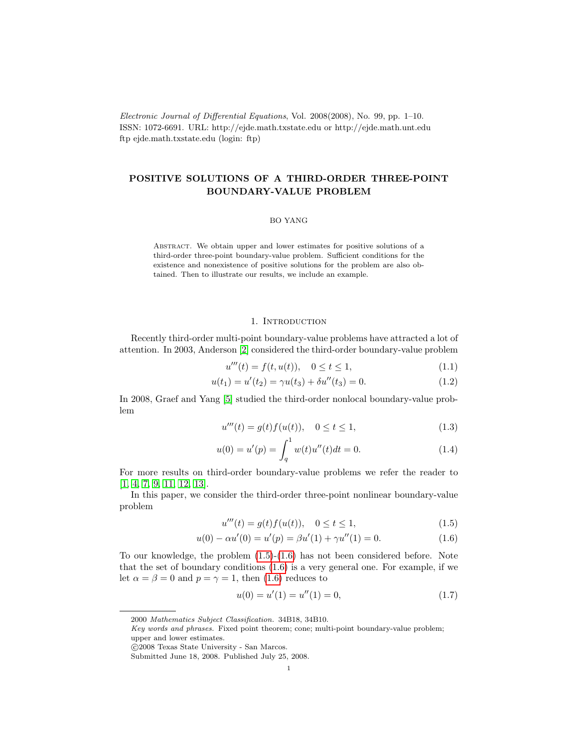*Electronic Journal of Differential Equations*, Vol. 2008(2008), No. 99, pp. 1–10.
ISSN: 1072-6691. URL: http://ejde.math.txstate.edu or http://ejde.math.unt.edu
ftp ejde.math.txstate.edu (login: ftp)

# POSITIVE SOLUTIONS OF A THIRD-ORDER THREE-POINT BOUNDARY-VALUE PROBLEM

BO YANG

Abstract. We obtain upper and lower estimates for positive solutions of a third-order three-point boundary-value problem. Sufficient conditions for the existence and nonexistence of positive solutions for the problem are also obtained. Then to illustrate our results, we include an example.

## 1. Introduction

Recently third-order multi-point boundary-value problems have attracted a lot of attention. In 2003, Anderson [2] considered the third-order boundary-value problem

$$u'''(t) = f(t, u(t)), \quad 0 \le t \le 1, \tag{1.1}$$

$$u(t_1) = u'(t_2) = \gamma u(t_3) + \delta u''(t_3) = 0. \tag{1.2}$$

In 2008, Graef and Yang [5] studied the third-order nonlocal boundary-value problem

$$u'''(t) = g(t)f(u(t)), \quad 0 \le t \le 1, \tag{1.3}$$

$$u(0) = u'(p) = \int_q^1 w(t)u''(t)dt = 0. \tag{1.4}$$

For more results on third-order boundary-value problems we refer the reader to [1, 4, 7, 9, 11, 12, 13].

In this paper, we consider the third-order three-point nonlinear boundary-value problem

$$u'''(t) = g(t)f(u(t)), \quad 0 \le t \le 1, \tag{1.5}$$

$$u(0) - \alpha u'(0) = u'(p) = \beta u'(1) + \gamma u''(1) = 0. \tag{1.6}$$

To our knowledge, the problem (1.5)-(1.6) has not been considered before. Note that the set of boundary conditions (1.6) is a very general one. For example, if we let $\alpha = \beta = 0$ and $p = \gamma = 1$, then (1.6) reduces to

$$u(0) = u'(1) = u''(1) = 0, \tag{1.7}$$

2000 *Mathematics Subject Classification.* 34B18, 34B10.
*Key words and phrases.* Fixed point theorem; cone; multi-point boundary-value problem; upper and lower estimates.
©2008 Texas State University - San Marcos.
Submitted June 18, 2008. Published July 25, 2008.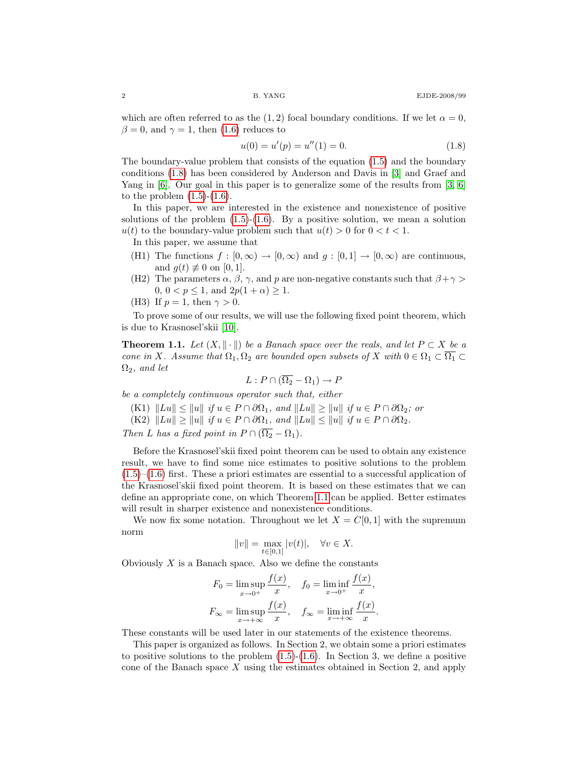which are often referred to as the $(1,2)$ focal boundary conditions. If we let $\alpha = 0$, $\beta = 0$, and $\gamma = 1$, then (1.6) reduces to

$$u(0) = u'(p) = u''(1) = 0. \tag{1.8}$$

The boundary-value problem that consists of the equation (1.5) and the boundary conditions (1.8) has been considered by Anderson and Davis in [3] and Graef and Yang in [6]. Our goal in this paper is to generalize some of the results from [3, 6] to the problem (1.5)-(1.6).

In this paper, we are interested in the existence and nonexistence of positive solutions of the problem (1.5)-(1.6). By a positive solution, we mean a solution $u(t)$ to the boundary-value problem such that $u(t) > 0$ for $0 < t < 1$.

In this paper, we assume that

- (H1) The functions $f : [0, \infty) \to [0, \infty)$ and $g : [0, 1] \to [0, \infty)$ are continuous, and $g(t) \not\equiv 0$ on $[0, 1]$.
- (H2) The parameters $\alpha$, $\beta$, $\gamma$, and $p$ are non-negative constants such that $\beta + \gamma > 0$, $0 < p \le 1$, and $2p(1 + \alpha) \ge 1$.
- (H3) If $p = 1$, then $\gamma > 0$.

To prove some of our results, we will use the following fixed point theorem, which is due to Krasnosel'skii [10].

**Theorem 1.1.** *Let $(X, \|\cdot\|)$ be a Banach space over the reals, and let $P \subset X$ be a cone in $X$. Assume that $\Omega_1, \Omega_2$ are bounded open subsets of $X$ with $0 \in \Omega_1 \subset \overline{\Omega_1} \subset \Omega_2$, and let*

$$L : P \cap (\overline{\Omega_2} - \Omega_1) \to P$$

*be a completely continuous operator such that, either*

- (K1) $\|Lu\| \le \|u\|$ *if* $u \in P \cap \partial\Omega_1$, *and* $\|Lu\| \ge \|u\|$ *if* $u \in P \cap \partial\Omega_2$; *or*
- (K2) $\|Lu\| \ge \|u\|$ *if* $u \in P \cap \partial\Omega_1$, *and* $\|Lu\| \le \|u\|$ *if* $u \in P \cap \partial\Omega_2$.

*Then $L$ has a fixed point in $P \cap (\overline{\Omega_2} - \Omega_1)$.*

Before the Krasnosel'skii fixed point theorem can be used to obtain any existence result, we have to find some nice estimates to positive solutions to the problem (1.5)–(1.6) first. These a priori estimates are essential to a successful application of the Krasnosel'skii fixed point theorem. It is based on these estimates that we can define an appropriate cone, on which Theorem 1.1 can be applied. Better estimates will result in sharper existence and nonexistence conditions.

We now fix some notation. Throughout we let $X = C[0, 1]$ with the supremum norm

$$\|v\| = \max_{t \in [0,1]} |v(t)|, \quad \forall v \in X.$$

Obviously $X$ is a Banach space. Also we define the constants

$$F_0 = \limsup_{x \to 0^+} \frac{f(x)}{x}, \quad f_0 = \liminf_{x \to 0^+} \frac{f(x)}{x},$$

$$F_\infty = \limsup_{x \to +\infty} \frac{f(x)}{x}, \quad f_\infty = \liminf_{x \to +\infty} \frac{f(x)}{x}.$$

These constants will be used later in our statements of the existence theorems.

This paper is organized as follows. In Section 2, we obtain some a priori estimates to positive solutions to the problem (1.5)-(1.6). In Section 3, we define a positive cone of the Banach space $X$ using the estimates obtained in Section 2, and apply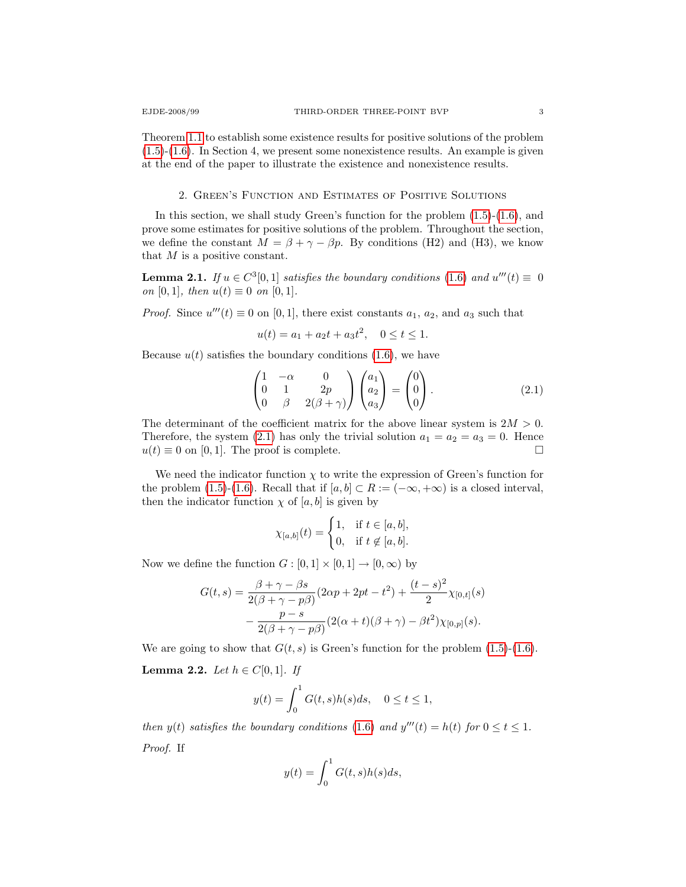Theorem 1.1 to establish some existence results for positive solutions of the problem (1.5)-(1.6). In Section 4, we present some nonexistence results. An example is given at the end of the paper to illustrate the existence and nonexistence results.

## 2. Green's Function and Estimates of Positive Solutions

In this section, we shall study Green's function for the problem (1.5)-(1.6), and prove some estimates for positive solutions of the problem. Throughout the section, we define the constant $M = \beta + \gamma - \beta p$. By conditions (H2) and (H3), we know that $M$ is a positive constant.

**Lemma 2.1.** *If $u \in C^3[0,1]$ satisfies the boundary conditions (1.6) and $u'''(t) \equiv 0$ on $[0,1]$, then $u(t) \equiv 0$ on $[0,1]$.*

*Proof.* Since $u'''(t) \equiv 0$ on $[0,1]$, there exist constants $a_1$, $a_2$, and $a_3$ such that

$$u(t) = a_1 + a_2 t + a_3 t^2, \quad 0 \le t \le 1.$$

Because $u(t)$ satisfies the boundary conditions (1.6), we have

$$\begin{pmatrix} 1 & -\alpha & 0 \\ 0 & 1 & 2p \\ 0 & \beta & 2(\beta+\gamma) \end{pmatrix} \begin{pmatrix} a_1 \\ a_2 \\ a_3 \end{pmatrix} = \begin{pmatrix} 0 \\ 0 \\ 0 \end{pmatrix}. \tag{2.1}$$

The determinant of the coefficient matrix for the above linear system is $2M > 0$. Therefore, the system (2.1) has only the trivial solution $a_1 = a_2 = a_3 = 0$. Hence $u(t) \equiv 0$ on $[0,1]$. The proof is complete. $\square$

We need the indicator function $\chi$ to write the expression of Green's function for the problem (1.5)-(1.6). Recall that if $[a,b] \subset R := (-\infty, +\infty)$ is a closed interval, then the indicator function $\chi$ of $[a,b]$ is given by

$$\chi_{[a,b]}(t) = \begin{cases} 1, & \text{if } t \in [a,b], \\ 0, & \text{if } t \notin [a,b]. \end{cases}$$

Now we define the function $G : [0,1] \times [0,1] \to [0,\infty)$ by

$$\begin{aligned} G(t,s) = & \frac{\beta + \gamma - \beta s}{2(\beta + \gamma - p\beta)}(2\alpha p + 2pt - t^2) + \frac{(t-s)^2}{2}\chi_{[0,t]}(s) \\ & - \frac{p - s}{2(\beta + \gamma - p\beta)}(2(\alpha + t)(\beta + \gamma) - \beta t^2)\chi_{[0,p]}(s). \end{aligned}$$

We are going to show that $G(t,s)$ is Green's function for the problem (1.5)-(1.6).

**Lemma 2.2.** *Let $h \in C[0,1]$. If*

$$y(t) = \int_0^1 G(t,s)h(s)ds, \quad 0 \le t \le 1,$$

*then $y(t)$ satisfies the boundary conditions (1.6) and $y'''(t) = h(t)$ for $0 \le t \le 1$.*

*Proof.* If

$$y(t) = \int_0^1 G(t,s)h(s)ds,$$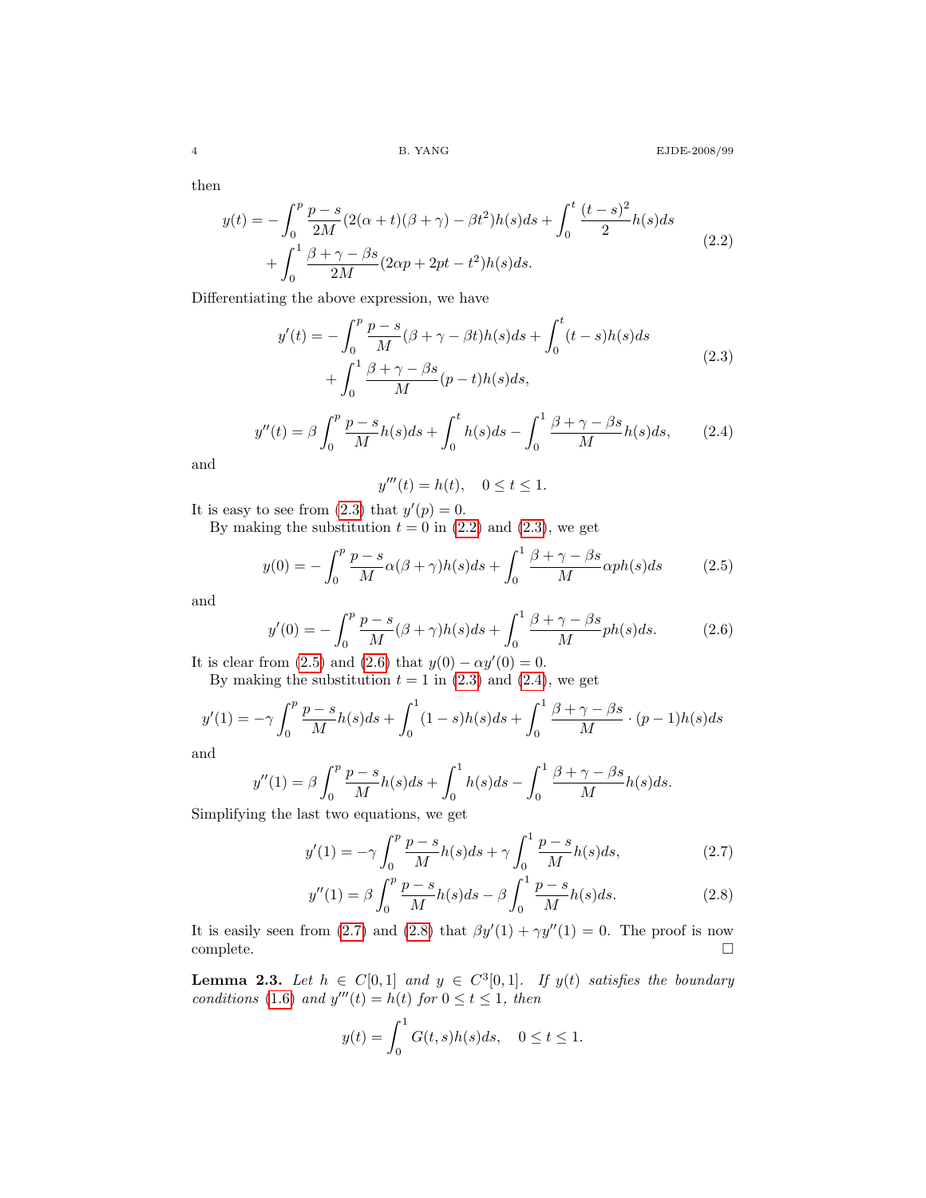then

$$
\begin{aligned}
y(t) = &-\int_0^p \frac{p-s}{2M}(2(\alpha+t)(\beta+\gamma)-\beta t^2)h(s)ds + \int_0^t \frac{(t-s)^2}{2}h(s)ds \\
&+ \int_0^1 \frac{\beta+\gamma-\beta s}{2M}(2\alpha p + 2pt - t^2)h(s)ds.
\end{aligned} \tag{2.2}
$$

Differentiating the above expression, we have

$$
\begin{aligned}
y'(t) = &-\int_0^p \frac{p-s}{M}(\beta+\gamma-\beta t)h(s)ds + \int_0^t (t-s)h(s)ds \\
&+ \int_0^1 \frac{\beta+\gamma-\beta s}{M}(p-t)h(s)ds,
\end{aligned} \tag{2.3}
$$

$$
y''(t) = \beta\int_0^p \frac{p-s}{M}h(s)ds + \int_0^t h(s)ds - \int_0^1 \frac{\beta+\gamma-\beta s}{M}h(s)ds, \tag{2.4}
$$

and

$$
y'''(t) = h(t), \quad 0 \le t \le 1.
$$

It is easy to see from (2.3) that $y'(p) = 0$.

By making the substitution $t = 0$ in (2.2) and (2.3), we get

$$
y(0) = -\int_0^p \frac{p-s}{M}\alpha(\beta+\gamma)h(s)ds + \int_0^1 \frac{\beta+\gamma-\beta s}{M}\alpha p h(s)ds \tag{2.5}
$$

and

$$
y'(0) = -\int_0^p \frac{p-s}{M}(\beta+\gamma)h(s)ds + \int_0^1 \frac{\beta+\gamma-\beta s}{M}p h(s)ds. \tag{2.6}
$$

It is clear from (2.5) and (2.6) that $y(0) - \alpha y'(0) = 0$.

By making the substitution $t = 1$ in (2.3) and (2.4), we get

$$
y'(1) = -\gamma\int_0^p \frac{p-s}{M}h(s)ds + \int_0^1 (1-s)h(s)ds + \int_0^1 \frac{\beta+\gamma-\beta s}{M}\cdot(p-1)h(s)ds
$$

and

$$
y''(1) = \beta\int_0^p \frac{p-s}{M}h(s)ds + \int_0^1 h(s)ds - \int_0^1 \frac{\beta+\gamma-\beta s}{M}h(s)ds.
$$

Simplifying the last two equations, we get

$$
y'(1) = -\gamma\int_0^p \frac{p-s}{M}h(s)ds + \gamma\int_0^1 \frac{p-s}{M}h(s)ds, \tag{2.7}
$$

$$
y''(1) = \beta\int_0^p \frac{p-s}{M}h(s)ds - \beta\int_0^1 \frac{p-s}{M}h(s)ds. \tag{2.8}
$$

It is easily seen from (2.7) and (2.8) that $\beta y'(1) + \gamma y''(1) = 0$. The proof is now complete. □

**Lemma 2.3.** *Let $h \in C[0,1]$ and $y \in C^3[0,1]$. If $y(t)$ satisfies the boundary conditions (1.6) and $y'''(t) = h(t)$ for $0 \le t \le 1$, then*

$$
y(t) = \int_0^1 G(t,s)h(s)ds, \quad 0 \le t \le 1.
$$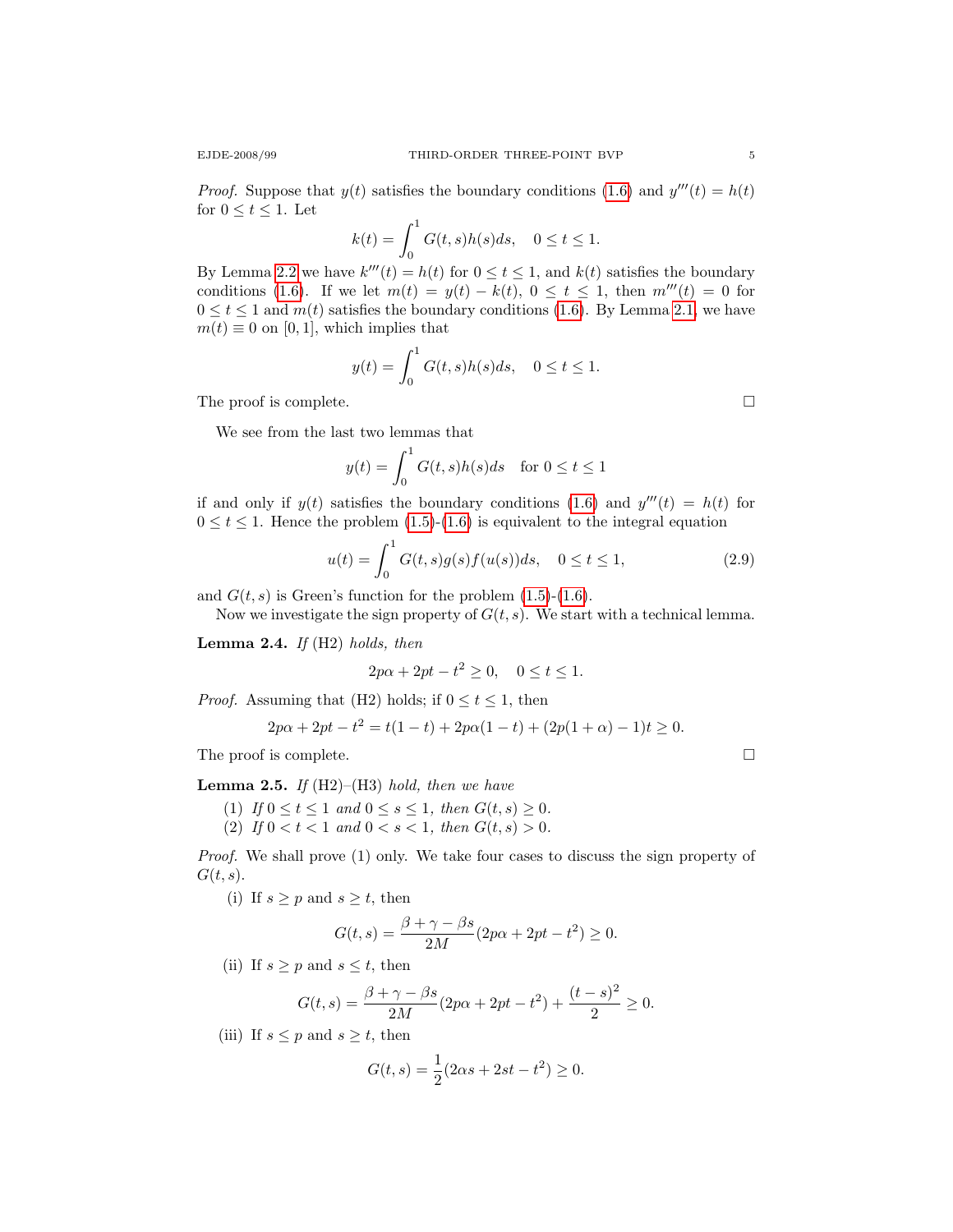*Proof.* Suppose that $y(t)$ satisfies the boundary conditions (1.6) and $y'''(t) = h(t)$ for $0 \le t \le 1$. Let

$$k(t) = \int_0^1 G(t,s)h(s)ds, \quad 0 \le t \le 1.$$

By Lemma 2.2 we have $k'''(t) = h(t)$ for $0 \le t \le 1$, and $k(t)$ satisfies the boundary conditions (1.6). If we let $m(t) = y(t) - k(t)$, $0 \le t \le 1$, then $m'''(t) = 0$ for $0 \le t \le 1$ and $m(t)$ satisfies the boundary conditions (1.6). By Lemma 2.1, we have $m(t) \equiv 0$ on $[0,1]$, which implies that

$$y(t) = \int_0^1 G(t,s)h(s)ds, \quad 0 \le t \le 1.$$

The proof is complete. □

We see from the last two lemmas that

$$y(t) = \int_0^1 G(t,s)h(s)ds \quad \text{for } 0 \le t \le 1$$

if and only if $y(t)$ satisfies the boundary conditions (1.6) and $y'''(t) = h(t)$ for $0 \le t \le 1$. Hence the problem (1.5)-(1.6) is equivalent to the integral equation

$$u(t) = \int_0^1 G(t,s)g(s)f(u(s))ds, \quad 0 \le t \le 1, \tag{2.9}$$

and $G(t,s)$ is Green's function for the problem (1.5)-(1.6).

Now we investigate the sign property of $G(t,s)$. We start with a technical lemma.

**Lemma 2.4.** *If* (H2) *holds, then*

$$2p\alpha + 2pt - t^2 \ge 0, \quad 0 \le t \le 1.$$

*Proof.* Assuming that (H2) holds; if $0 \le t \le 1$, then

$$2p\alpha + 2pt - t^2 = t(1-t) + 2p\alpha(1-t) + (2p(1+\alpha) - 1)t \ge 0.$$

The proof is complete. □

**Lemma 2.5.** *If* (H2)–(H3) *hold, then we have*

(1) *If $0 \le t \le 1$ and $0 \le s \le 1$, then $G(t,s) \ge 0$.*
(2) *If $0 < t < 1$ and $0 < s < 1$, then $G(t,s) > 0$.*

*Proof.* We shall prove (1) only. We take four cases to discuss the sign property of $G(t,s)$.

(i) If $s \ge p$ and $s \ge t$, then

$$G(t,s) = \frac{\beta + \gamma - \beta s}{2M}(2p\alpha + 2pt - t^2) \ge 0.$$

(ii) If $s \ge p$ and $s \le t$, then

$$G(t,s) = \frac{\beta + \gamma - \beta s}{2M}(2p\alpha + 2pt - t^2) + \frac{(t-s)^2}{2} \ge 0.$$

(iii) If $s \le p$ and $s \ge t$, then

$$G(t,s) = \frac{1}{2}(2\alpha s + 2st - t^2) \ge 0.$$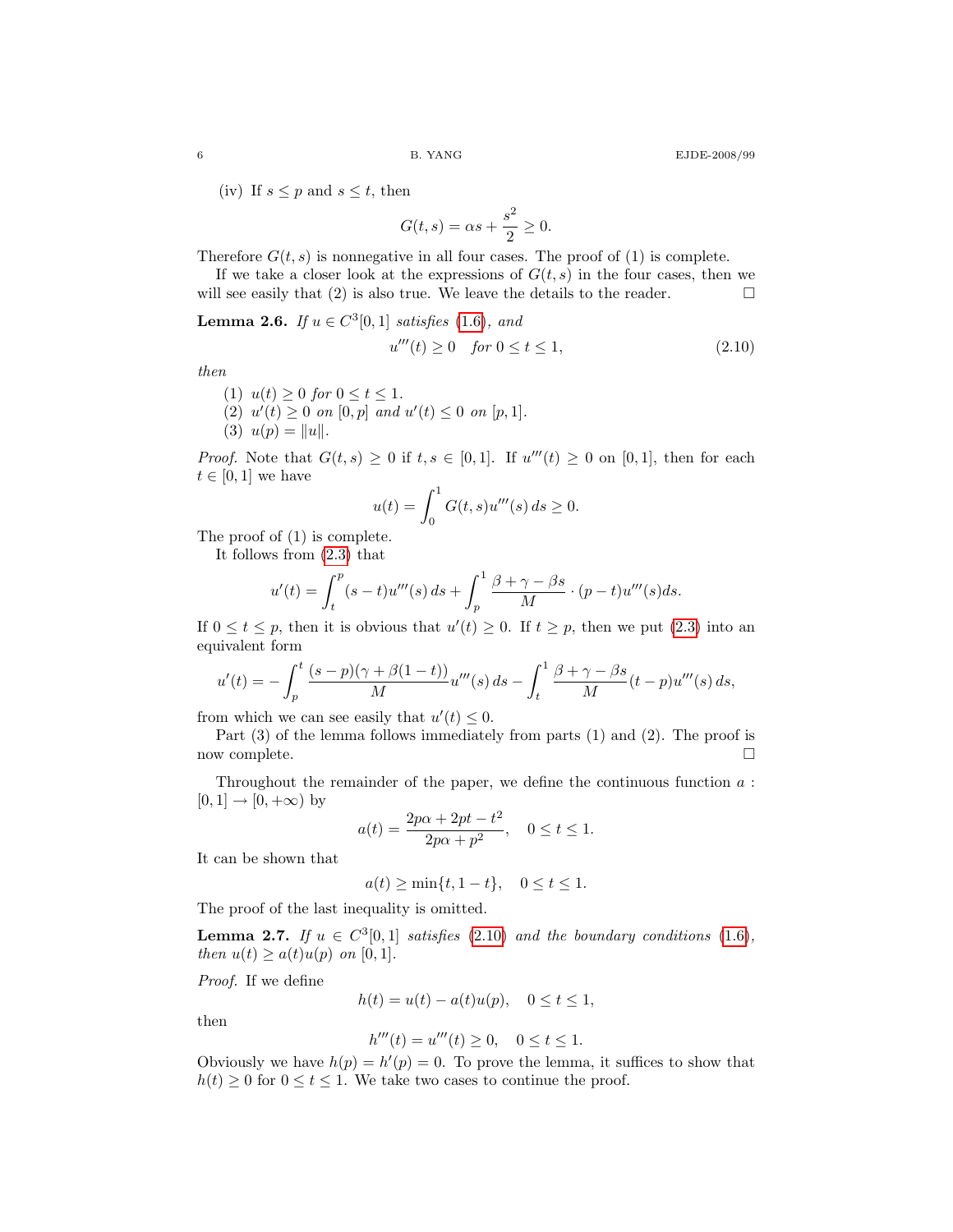(iv) If $s \le p$ and $s \le t$, then

$$G(t,s) = \alpha s + \frac{s^2}{2} \ge 0.$$

Therefore $G(t,s)$ is nonnegative in all four cases. The proof of (1) is complete.

If we take a closer look at the expressions of $G(t,s)$ in the four cases, then we will see easily that (2) is also true. We leave the details to the reader. $\square$

**Lemma 2.6.** *If $u \in C^3[0,1]$ satisfies (1.6), and*

$$u'''(t) \ge 0 \quad \text{for } 0 \le t \le 1, \tag{2.10}$$

*then*

1. $u(t) \ge 0$ *for* $0 \le t \le 1$.
2. $u'(t) \ge 0$ *on* $[0,p]$ *and* $u'(t) \le 0$ *on* $[p,1]$.
3. $u(p) = \|u\|$.

*Proof.* Note that $G(t,s) \ge 0$ if $t, s \in [0,1]$. If $u'''(t) \ge 0$ on $[0,1]$, then for each $t \in [0,1]$ we have

$$u(t) = \int_0^1 G(t,s) u'''(s)\, ds \ge 0.$$

The proof of (1) is complete.

It follows from (2.3) that

$$u'(t) = \int_t^p (s-t) u'''(s)\, ds + \int_p^1 \frac{\beta + \gamma - \beta s}{M} \cdot (p-t) u'''(s) ds.$$

If $0 \le t \le p$, then it is obvious that $u'(t) \ge 0$. If $t \ge p$, then we put (2.3) into an equivalent form

$$u'(t) = -\int_p^t \frac{(s-p)(\gamma + \beta(1-t))}{M} u'''(s)\, ds - \int_t^1 \frac{\beta + \gamma - \beta s}{M} (t-p) u'''(s)\, ds,$$

from which we can see easily that $u'(t) \le 0$.

Part (3) of the lemma follows immediately from parts (1) and (2). The proof is now complete. $\square$

Throughout the remainder of the paper, we define the continuous function $a : [0,1] \to [0, +\infty)$ by

$$a(t) = \frac{2p\alpha + 2pt - t^2}{2p\alpha + p^2}, \quad 0 \le t \le 1.$$

It can be shown that

$$a(t) \ge \min\{t, 1-t\}, \quad 0 \le t \le 1.$$

The proof of the last inequality is omitted.

**Lemma 2.7.** *If $u \in C^3[0,1]$ satisfies (2.10) and the boundary conditions (1.6), then $u(t) \ge a(t) u(p)$ on $[0,1]$.*

*Proof.* If we define

$$h(t) = u(t) - a(t) u(p), \quad 0 \le t \le 1,$$

then

$$h'''(t) = u'''(t) \ge 0, \quad 0 \le t \le 1.$$

Obviously we have $h(p) = h'(p) = 0$. To prove the lemma, it suffices to show that $h(t) \ge 0$ for $0 \le t \le 1$. We take two cases to continue the proof.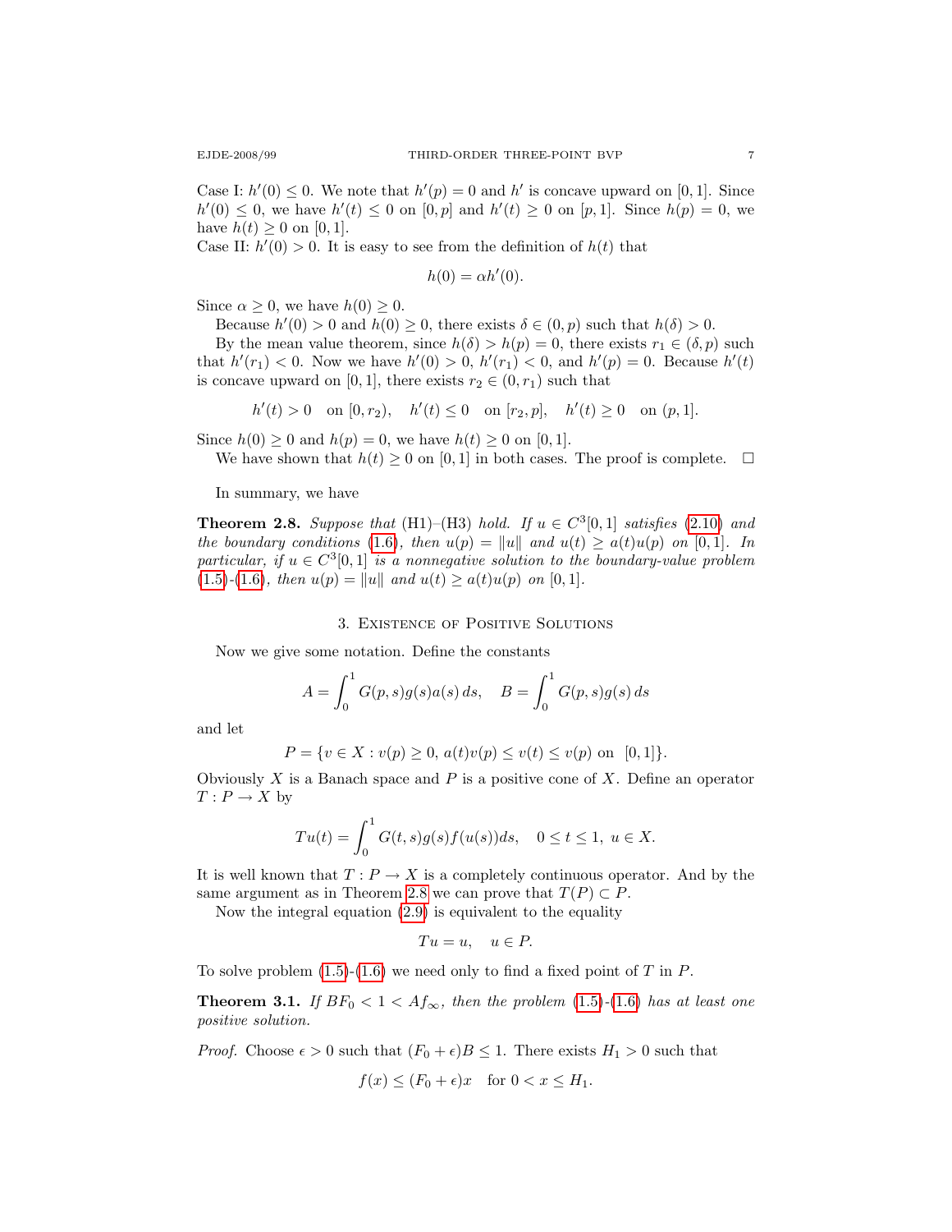Case I: $h'(0) \le 0$. We note that $h'(p) = 0$ and $h'$ is concave upward on $[0, 1]$. Since $h'(0) \le 0$, we have $h'(t) \le 0$ on $[0, p]$ and $h'(t) \ge 0$ on $[p, 1]$. Since $h(p) = 0$, we have $h(t) \ge 0$ on $[0, 1]$.
Case II: $h'(0) > 0$. It is easy to see from the definition of $h(t)$ that

$$h(0) = \alpha h'(0).$$

Since $\alpha \ge 0$, we have $h(0) \ge 0$.

Because $h'(0) > 0$ and $h(0) \ge 0$, there exists $\delta \in (0, p)$ such that $h(\delta) > 0$.

By the mean value theorem, since $h(\delta) > h(p) = 0$, there exists $r_1 \in (\delta, p)$ such that $h'(r_1) < 0$. Now we have $h'(0) > 0$, $h'(r_1) < 0$, and $h'(p) = 0$. Because $h'(t)$ is concave upward on $[0, 1]$, there exists $r_2 \in (0, r_1)$ such that

$$h'(t) > 0 \quad \text{on } [0, r_2), \quad h'(t) \le 0 \quad \text{on } [r_2, p], \quad h'(t) \ge 0 \quad \text{on } (p, 1].$$

Since $h(0) \ge 0$ and $h(p) = 0$, we have $h(t) \ge 0$ on $[0, 1]$.

We have shown that $h(t) \ge 0$ on $[0, 1]$ in both cases. The proof is complete. $\square$

In summary, we have

**Theorem 2.8.** *Suppose that* (H1)–(H3) *hold. If $u \in C^3[0, 1]$ satisfies* (2.10) *and the boundary conditions* (1.6)*, then $u(p) = \|u\|$ and $u(t) \ge a(t)u(p)$ on $[0, 1]$. In particular, if $u \in C^3[0, 1]$ is a nonnegative solution to the boundary-value problem* (1.5)-(1.6)*, then $u(p) = \|u\|$ and $u(t) \ge a(t)u(p)$ on $[0, 1]$.*

## 3. Existence of Positive Solutions

Now we give some notation. Define the constants

$$A = \int_0^1 G(p, s)g(s)a(s)\, ds, \quad B = \int_0^1 G(p, s)g(s)\, ds$$

and let

$$P = \{v \in X : v(p) \ge 0,\ a(t)v(p) \le v(t) \le v(p) \text{ on } [0, 1]\}.$$

Obviously $X$ is a Banach space and $P$ is a positive cone of $X$. Define an operator $T : P \to X$ by

$$Tu(t) = \int_0^1 G(t, s)g(s)f(u(s))ds, \quad 0 \le t \le 1,\ u \in X.$$

It is well known that $T : P \to X$ is a completely continuous operator. And by the same argument as in Theorem 2.8 we can prove that $T(P) \subset P$.

Now the integral equation (2.9) is equivalent to the equality

$$Tu = u, \quad u \in P.$$

To solve problem (1.5)-(1.6) we need only to find a fixed point of $T$ in $P$.

**Theorem 3.1.** *If $BF_0 < 1 < Af_\infty$, then the problem* (1.5)-(1.6) *has at least one positive solution.*

*Proof.* Choose $\epsilon > 0$ such that $(F_0 + \epsilon)B \le 1$. There exists $H_1 > 0$ such that

$$f(x) \le (F_0 + \epsilon)x \quad \text{for } 0 < x \le H_1.$$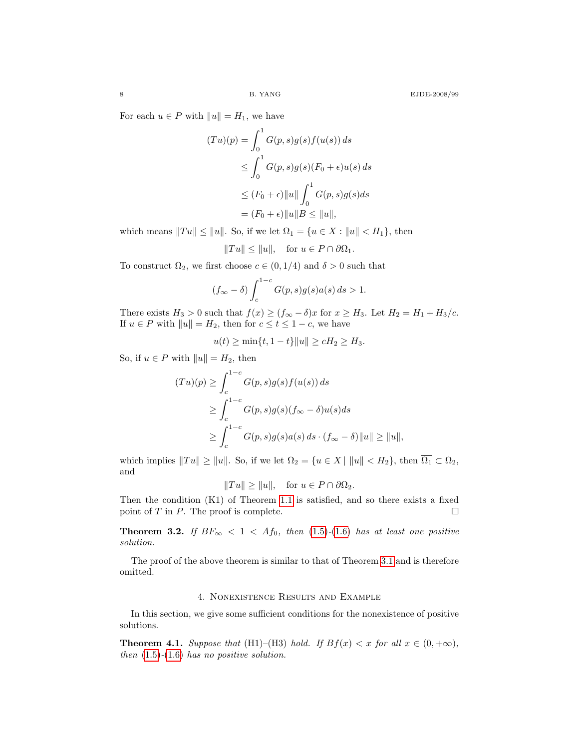For each $u \in P$ with $\|u\| = H_1$, we have

$$
\begin{aligned}
(Tu)(p) &= \int_0^1 G(p,s)g(s)f(u(s))\,ds \\
&\le \int_0^1 G(p,s)g(s)(F_0+\epsilon)u(s)\,ds \\
&\le (F_0+\epsilon)\|u\| \int_0^1 G(p,s)g(s)ds \\
&= (F_0+\epsilon)\|u\|B \le \|u\|,
\end{aligned}
$$

which means $\|Tu\| \le \|u\|$. So, if we let $\Omega_1 = \{u \in X : \|u\| < H_1\}$, then

$$
\|Tu\| \le \|u\|, \quad \text{for } u \in P \cap \partial\Omega_1.
$$

To construct $\Omega_2$, we first choose $c \in (0, 1/4)$ and $\delta > 0$ such that

$$
(f_\infty - \delta)\int_c^{1-c} G(p,s)g(s)a(s)\,ds > 1.
$$

There exists $H_3 > 0$ such that $f(x) \ge (f_\infty - \delta)x$ for $x \ge H_3$. Let $H_2 = H_1 + H_3/c$. If $u \in P$ with $\|u\| = H_2$, then for $c \le t \le 1-c$, we have

$$
u(t) \ge \min\{t, 1-t\}\|u\| \ge cH_2 \ge H_3.
$$

So, if $u \in P$ with $\|u\| = H_2$, then

$$
\begin{aligned}
(Tu)(p) &\ge \int_c^{1-c} G(p,s)g(s)f(u(s))\,ds \\
&\ge \int_c^{1-c} G(p,s)g(s)(f_\infty - \delta)u(s)ds \\
&\ge \int_c^{1-c} G(p,s)g(s)a(s)\,ds \cdot (f_\infty - \delta)\|u\| \ge \|u\|,
\end{aligned}
$$

which implies $\|Tu\| \ge \|u\|$. So, if we let $\Omega_2 = \{u \in X \mid \|u\| < H_2\}$, then $\overline{\Omega_1} \subset \Omega_2$, and

$$
\|Tu\| \ge \|u\|, \quad \text{for } u \in P \cap \partial\Omega_2.
$$

Then the condition (K1) of Theorem 1.1 is satisfied, and so there exists a fixed point of $T$ in $P$. The proof is complete. $\square$

**Theorem 3.2.** *If $BF_\infty < 1 < Af_0$, then (1.5)-(1.6) has at least one positive solution.*

The proof of the above theorem is similar to that of Theorem 3.1 and is therefore omitted.

## 4. Nonexistence Results and Example

In this section, we give some sufficient conditions for the nonexistence of positive solutions.

**Theorem 4.1.** *Suppose that* (H1)–(H3) *hold. If $Bf(x) < x$ for all $x \in (0, +\infty)$, then (1.5)-(1.6) has no positive solution.*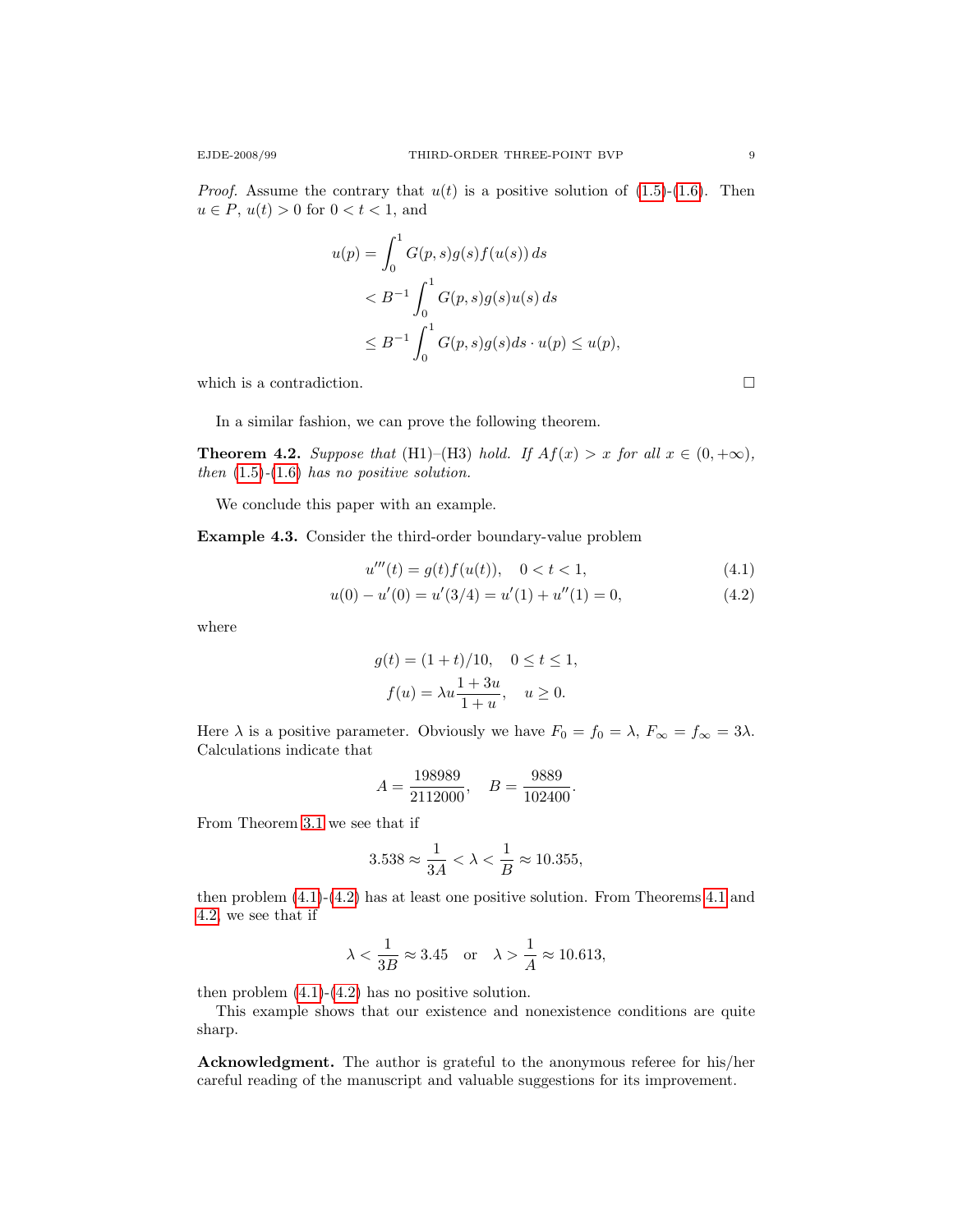*Proof.* Assume the contrary that $u(t)$ is a positive solution of (1.5)-(1.6). Then $u \in P$, $u(t) > 0$ for $0 < t < 1$, and

$$
\begin{aligned}
u(p) &= \int_0^1 G(p,s)g(s)f(u(s))\,ds \\
&< B^{-1}\int_0^1 G(p,s)g(s)u(s)\,ds \\
&\le B^{-1}\int_0^1 G(p,s)g(s)ds \cdot u(p) \le u(p),
\end{aligned}
$$

which is a contradiction. $\square$

In a similar fashion, we can prove the following theorem.

**Theorem 4.2.** *Suppose that* (H1)–(H3) *hold. If $Af(x) > x$ for all $x \in (0, +\infty)$, then* (1.5)-(1.6) *has no positive solution.*

We conclude this paper with an example.

**Example 4.3.** Consider the third-order boundary-value problem

$$u'''(t) = g(t)f(u(t)), \quad 0 < t < 1, \tag{4.1}$$

$$u(0) - u'(0) = u'(3/4) = u'(1) + u''(1) = 0, \tag{4.2}$$

where

$$
\begin{gathered}
g(t) = (1+t)/10, \quad 0 \le t \le 1, \\
f(u) = \lambda u \frac{1+3u}{1+u}, \quad u \ge 0.
\end{gathered}
$$

Here $\lambda$ is a positive parameter. Obviously we have $F_0 = f_0 = \lambda$, $F_\infty = f_\infty = 3\lambda$. Calculations indicate that

$$A = \frac{198989}{2112000}, \quad B = \frac{9889}{102400}.$$

From Theorem 3.1 we see that if

$$3.538 \approx \frac{1}{3A} < \lambda < \frac{1}{B} \approx 10.355,$$

then problem (4.1)-(4.2) has at least one positive solution. From Theorems 4.1 and 4.2, we see that if

$$\lambda < \frac{1}{3B} \approx 3.45 \quad \text{or} \quad \lambda > \frac{1}{A} \approx 10.613,$$

then problem (4.1)-(4.2) has no positive solution.

This example shows that our existence and nonexistence conditions are quite sharp.

**Acknowledgment.** The author is grateful to the anonymous referee for his/her careful reading of the manuscript and valuable suggestions for its improvement.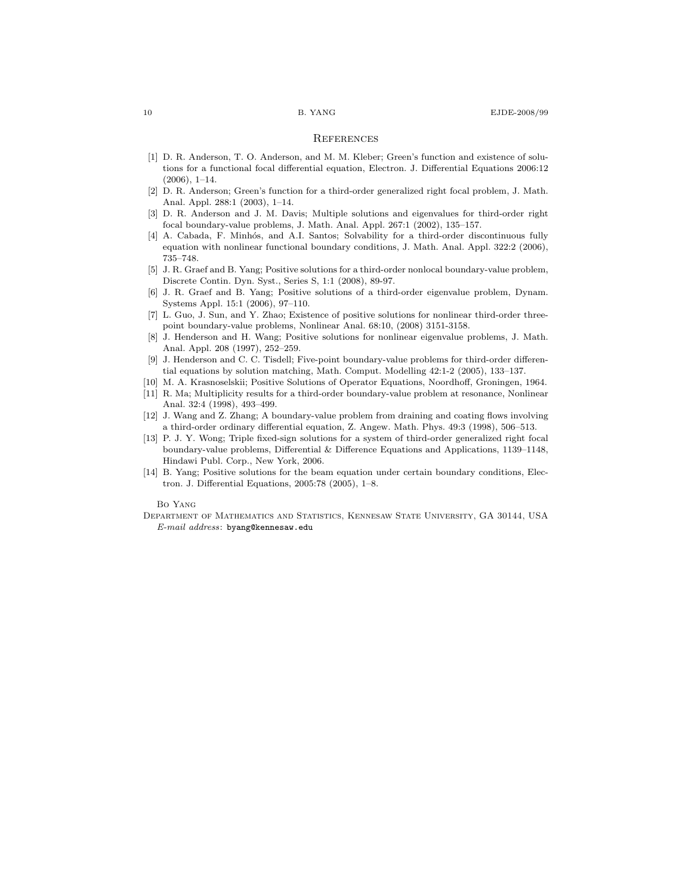## References

[1] D. R. Anderson, T. O. Anderson, and M. M. Kleber; Green's function and existence of solutions for a functional focal differential equation, Electron. J. Differential Equations 2006:12 (2006), 1–14.

[2] D. R. Anderson; Green's function for a third-order generalized right focal problem, J. Math. Anal. Appl. 288:1 (2003), 1–14.

[3] D. R. Anderson and J. M. Davis; Multiple solutions and eigenvalues for third-order right focal boundary-value problems, J. Math. Anal. Appl. 267:1 (2002), 135–157.

[4] A. Cabada, F. Minhós, and A.I. Santos; Solvability for a third-order discontinuous fully equation with nonlinear functional boundary conditions, J. Math. Anal. Appl. 322:2 (2006), 735–748.

[5] J. R. Graef and B. Yang; Positive solutions for a third-order nonlocal boundary-value problem, Discrete Contin. Dyn. Syst., Series S, 1:1 (2008), 89-97.

[6] J. R. Graef and B. Yang; Positive solutions of a third-order eigenvalue problem, Dynam. Systems Appl. 15:1 (2006), 97–110.

[7] L. Guo, J. Sun, and Y. Zhao; Existence of positive solutions for nonlinear third-order three-point boundary-value problems, Nonlinear Anal. 68:10, (2008) 3151-3158.

[8] J. Henderson and H. Wang; Positive solutions for nonlinear eigenvalue problems, J. Math. Anal. Appl. 208 (1997), 252–259.

[9] J. Henderson and C. C. Tisdell; Five-point boundary-value problems for third-order differential equations by solution matching, Math. Comput. Modelling 42:1-2 (2005), 133–137.

[10] M. A. Krasnoselskii; Positive Solutions of Operator Equations, Noordhoff, Groningen, 1964.

[11] R. Ma; Multiplicity results for a third-order boundary-value problem at resonance, Nonlinear Anal. 32:4 (1998), 493–499.

[12] J. Wang and Z. Zhang; A boundary-value problem from draining and coating flows involving a third-order ordinary differential equation, Z. Angew. Math. Phys. 49:3 (1998), 506–513.

[13] P. J. Y. Wong; Triple fixed-sign solutions for a system of third-order generalized right focal boundary-value problems, Differential & Difference Equations and Applications, 1139–1148, Hindawi Publ. Corp., New York, 2006.

[14] B. Yang; Positive solutions for the beam equation under certain boundary conditions, Electron. J. Differential Equations, 2005:78 (2005), 1–8.

Bo Yang

Department of Mathematics and Statistics, Kennesaw State University, GA 30144, USA

*E-mail address*: byang@kennesaw.edu